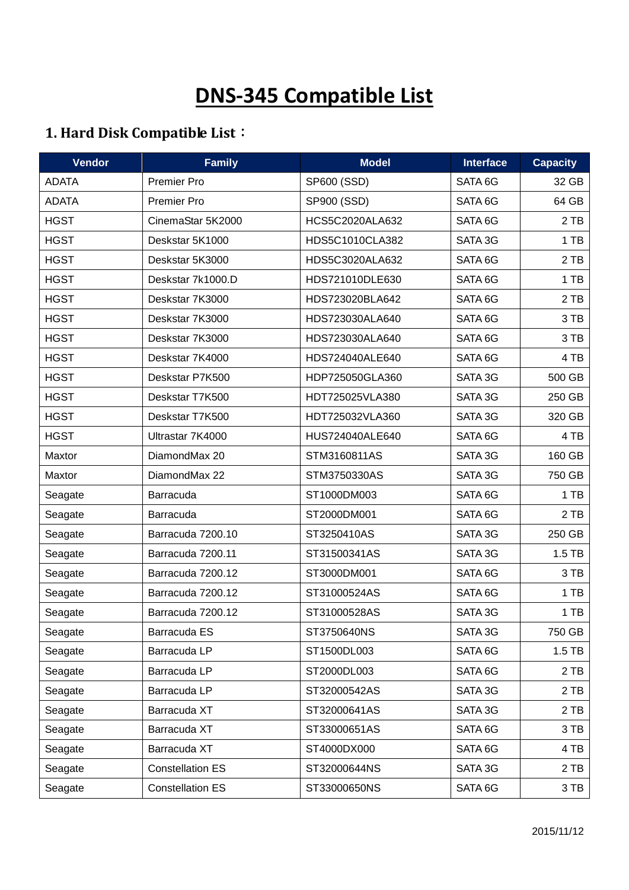# DNS-345 Compatible List

## 1. Hard Disk Compatible List：

| Vendor | Family | Model | Interface | Capacity |
|---|---|---|---|---|
| ADATA | Premier Pro | SP600 (SSD) | SATA 6G | 32 GB |
| ADATA | Premier Pro | SP900 (SSD) | SATA 6G | 64 GB |
| HGST | CinemaStar 5K2000 | HCS5C2020ALA632 | SATA 6G | 2 TB |
| HGST | Deskstar 5K1000 | HDS5C1010CLA382 | SATA 3G | 1 TB |
| HGST | Deskstar 5K3000 | HDS5C3020ALA632 | SATA 6G | 2 TB |
| HGST | Deskstar 7k1000.D | HDS721010DLE630 | SATA 6G | 1 TB |
| HGST | Deskstar 7K3000 | HDS723020BLA642 | SATA 6G | 2 TB |
| HGST | Deskstar 7K3000 | HDS723030ALA640 | SATA 6G | 3 TB |
| HGST | Deskstar 7K3000 | HDS723030ALA640 | SATA 6G | 3 TB |
| HGST | Deskstar 7K4000 | HDS724040ALE640 | SATA 6G | 4 TB |
| HGST | Deskstar P7K500 | HDP725050GLA360 | SATA 3G | 500 GB |
| HGST | Deskstar T7K500 | HDT725025VLA380 | SATA 3G | 250 GB |
| HGST | Deskstar T7K500 | HDT725032VLA360 | SATA 3G | 320 GB |
| HGST | Ultrastar 7K4000 | HUS724040ALE640 | SATA 6G | 4 TB |
| Maxtor | DiamondMax 20 | STM3160811AS | SATA 3G | 160 GB |
| Maxtor | DiamondMax 22 | STM3750330AS | SATA 3G | 750 GB |
| Seagate | Barracuda | ST1000DM003 | SATA 6G | 1 TB |
| Seagate | Barracuda | ST2000DM001 | SATA 6G | 2 TB |
| Seagate | Barracuda 7200.10 | ST3250410AS | SATA 3G | 250 GB |
| Seagate | Barracuda 7200.11 | ST31500341AS | SATA 3G | 1.5 TB |
| Seagate | Barracuda 7200.12 | ST3000DM001 | SATA 6G | 3 TB |
| Seagate | Barracuda 7200.12 | ST31000524AS | SATA 6G | 1 TB |
| Seagate | Barracuda 7200.12 | ST31000528AS | SATA 3G | 1 TB |
| Seagate | Barracuda ES | ST3750640NS | SATA 3G | 750 GB |
| Seagate | Barracuda LP | ST1500DL003 | SATA 6G | 1.5 TB |
| Seagate | Barracuda LP | ST2000DL003 | SATA 6G | 2 TB |
| Seagate | Barracuda LP | ST32000542AS | SATA 3G | 2 TB |
| Seagate | Barracuda XT | ST32000641AS | SATA 3G | 2 TB |
| Seagate | Barracuda XT | ST33000651AS | SATA 6G | 3 TB |
| Seagate | Barracuda XT | ST4000DX000 | SATA 6G | 4 TB |
| Seagate | Constellation ES | ST32000644NS | SATA 3G | 2 TB |
| Seagate | Constellation ES | ST33000650NS | SATA 6G | 3 TB |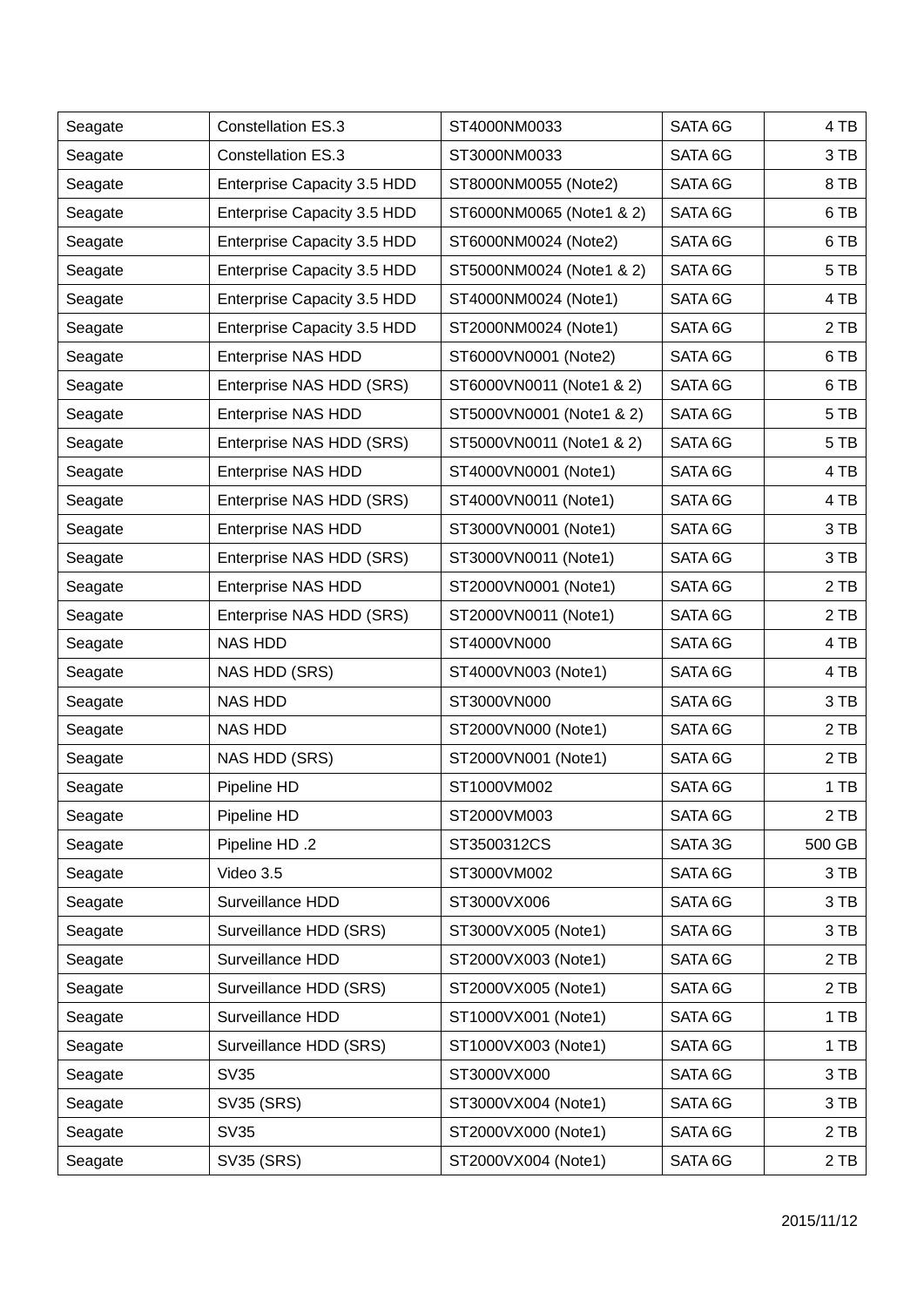| Seagate | Constellation ES.3 | ST4000NM0033 | SATA 6G | 4 TB |
|---|---|---|---|---|
| Seagate | Constellation ES.3 | ST3000NM0033 | SATA 6G | 3 TB |
| Seagate | Enterprise Capacity 3.5 HDD | ST8000NM0055 (Note2) | SATA 6G | 8 TB |
| Seagate | Enterprise Capacity 3.5 HDD | ST6000NM0065 (Note1 & 2) | SATA 6G | 6 TB |
| Seagate | Enterprise Capacity 3.5 HDD | ST6000NM0024 (Note2) | SATA 6G | 6 TB |
| Seagate | Enterprise Capacity 3.5 HDD | ST5000NM0024 (Note1 & 2) | SATA 6G | 5 TB |
| Seagate | Enterprise Capacity 3.5 HDD | ST4000NM0024 (Note1) | SATA 6G | 4 TB |
| Seagate | Enterprise Capacity 3.5 HDD | ST2000NM0024 (Note1) | SATA 6G | 2 TB |
| Seagate | Enterprise NAS HDD | ST6000VN0001 (Note2) | SATA 6G | 6 TB |
| Seagate | Enterprise NAS HDD (SRS) | ST6000VN0011 (Note1 & 2) | SATA 6G | 6 TB |
| Seagate | Enterprise NAS HDD | ST5000VN0001 (Note1 & 2) | SATA 6G | 5 TB |
| Seagate | Enterprise NAS HDD (SRS) | ST5000VN0011 (Note1 & 2) | SATA 6G | 5 TB |
| Seagate | Enterprise NAS HDD | ST4000VN0001 (Note1) | SATA 6G | 4 TB |
| Seagate | Enterprise NAS HDD (SRS) | ST4000VN0011 (Note1) | SATA 6G | 4 TB |
| Seagate | Enterprise NAS HDD | ST3000VN0001 (Note1) | SATA 6G | 3 TB |
| Seagate | Enterprise NAS HDD (SRS) | ST3000VN0011 (Note1) | SATA 6G | 3 TB |
| Seagate | Enterprise NAS HDD | ST2000VN0001 (Note1) | SATA 6G | 2 TB |
| Seagate | Enterprise NAS HDD (SRS) | ST2000VN0011 (Note1) | SATA 6G | 2 TB |
| Seagate | NAS HDD | ST4000VN000 | SATA 6G | 4 TB |
| Seagate | NAS HDD (SRS) | ST4000VN003 (Note1) | SATA 6G | 4 TB |
| Seagate | NAS HDD | ST3000VN000 | SATA 6G | 3 TB |
| Seagate | NAS HDD | ST2000VN000 (Note1) | SATA 6G | 2 TB |
| Seagate | NAS HDD (SRS) | ST2000VN001 (Note1) | SATA 6G | 2 TB |
| Seagate | Pipeline HD | ST1000VM002 | SATA 6G | 1 TB |
| Seagate | Pipeline HD | ST2000VM003 | SATA 6G | 2 TB |
| Seagate | Pipeline HD .2 | ST3500312CS | SATA 3G | 500 GB |
| Seagate | Video 3.5 | ST3000VM002 | SATA 6G | 3 TB |
| Seagate | Surveillance HDD | ST3000VX006 | SATA 6G | 3 TB |
| Seagate | Surveillance HDD (SRS) | ST3000VX005 (Note1) | SATA 6G | 3 TB |
| Seagate | Surveillance HDD | ST2000VX003 (Note1) | SATA 6G | 2 TB |
| Seagate | Surveillance HDD (SRS) | ST2000VX005 (Note1) | SATA 6G | 2 TB |
| Seagate | Surveillance HDD | ST1000VX001 (Note1) | SATA 6G | 1 TB |
| Seagate | Surveillance HDD (SRS) | ST1000VX003 (Note1) | SATA 6G | 1 TB |
| Seagate | SV35 | ST3000VX000 | SATA 6G | 3 TB |
| Seagate | SV35 (SRS) | ST3000VX004 (Note1) | SATA 6G | 3 TB |
| Seagate | SV35 | ST2000VX000 (Note1) | SATA 6G | 2 TB |
| Seagate | SV35 (SRS) | ST2000VX004 (Note1) | SATA 6G | 2 TB |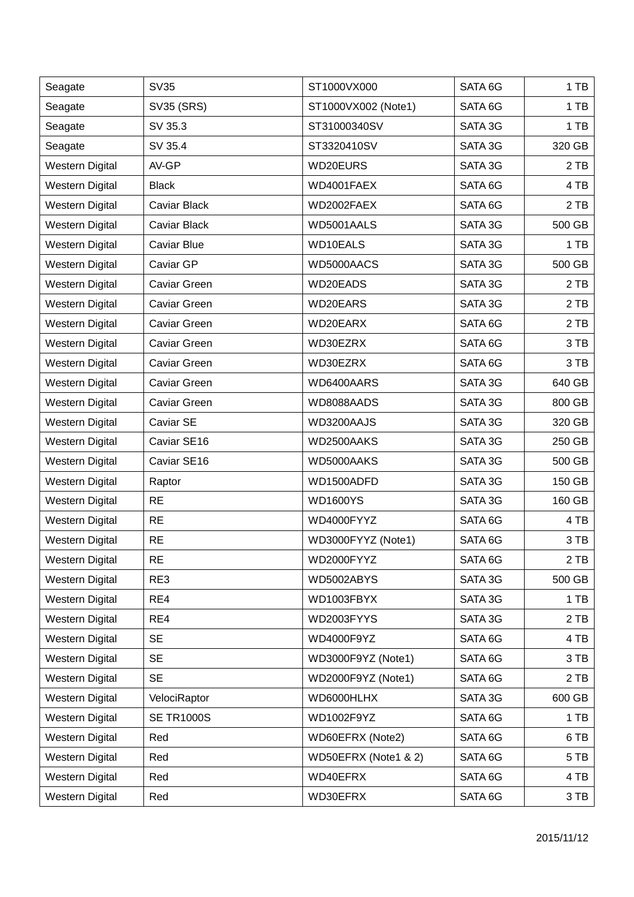| | | | | |
|---|---|---|---|---|
| Seagate | SV35 | ST1000VX000 | SATA 6G | 1 TB |
| Seagate | SV35 (SRS) | ST1000VX002 (Note1) | SATA 6G | 1 TB |
| Seagate | SV 35.3 | ST31000340SV | SATA 3G | 1 TB |
| Seagate | SV 35.4 | ST3320410SV | SATA 3G | 320 GB |
| Western Digital | AV-GP | WD20EURS | SATA 3G | 2 TB |
| Western Digital | Black | WD4001FAEX | SATA 6G | 4 TB |
| Western Digital | Caviar Black | WD2002FAEX | SATA 6G | 2 TB |
| Western Digital | Caviar Black | WD5001AALS | SATA 3G | 500 GB |
| Western Digital | Caviar Blue | WD10EALS | SATA 3G | 1 TB |
| Western Digital | Caviar GP | WD5000AACS | SATA 3G | 500 GB |
| Western Digital | Caviar Green | WD20EADS | SATA 3G | 2 TB |
| Western Digital | Caviar Green | WD20EARS | SATA 3G | 2 TB |
| Western Digital | Caviar Green | WD20EARX | SATA 6G | 2 TB |
| Western Digital | Caviar Green | WD30EZRX | SATA 6G | 3 TB |
| Western Digital | Caviar Green | WD30EZRX | SATA 6G | 3 TB |
| Western Digital | Caviar Green | WD6400AARS | SATA 3G | 640 GB |
| Western Digital | Caviar Green | WD8088AADS | SATA 3G | 800 GB |
| Western Digital | Caviar SE | WD3200AAJS | SATA 3G | 320 GB |
| Western Digital | Caviar SE16 | WD2500AAKS | SATA 3G | 250 GB |
| Western Digital | Caviar SE16 | WD5000AAKS | SATA 3G | 500 GB |
| Western Digital | Raptor | WD1500ADFD | SATA 3G | 150 GB |
| Western Digital | RE | WD1600YS | SATA 3G | 160 GB |
| Western Digital | RE | WD4000FYYZ | SATA 6G | 4 TB |
| Western Digital | RE | WD3000FYYZ (Note1) | SATA 6G | 3 TB |
| Western Digital | RE | WD2000FYYZ | SATA 6G | 2 TB |
| Western Digital | RE3 | WD5002ABYS | SATA 3G | 500 GB |
| Western Digital | RE4 | WD1003FBYX | SATA 3G | 1 TB |
| Western Digital | RE4 | WD2003FYYS | SATA 3G | 2 TB |
| Western Digital | SE | WD4000F9YZ | SATA 6G | 4 TB |
| Western Digital | SE | WD3000F9YZ (Note1) | SATA 6G | 3 TB |
| Western Digital | SE | WD2000F9YZ (Note1) | SATA 6G | 2 TB |
| Western Digital | VelociRaptor | WD6000HLHX | SATA 3G | 600 GB |
| Western Digital | SE TR1000S | WD1002F9YZ | SATA 6G | 1 TB |
| Western Digital | Red | WD60EFRX (Note2) | SATA 6G | 6 TB |
| Western Digital | Red | WD50EFRX (Note1 & 2) | SATA 6G | 5 TB |
| Western Digital | Red | WD40EFRX | SATA 6G | 4 TB |
| Western Digital | Red | WD30EFRX | SATA 6G | 3 TB |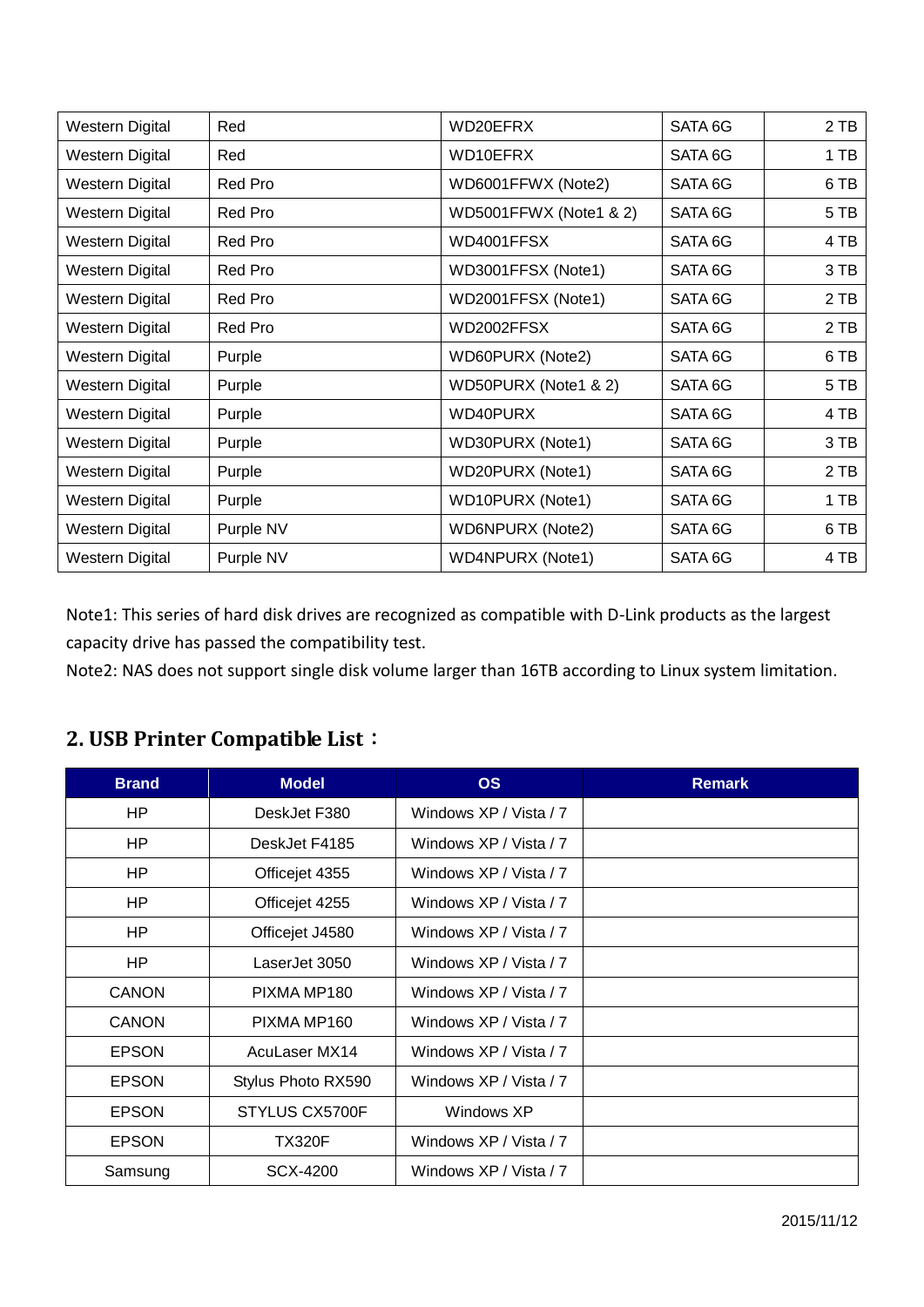| Western Digital | Red | WD20EFRX | SATA 6G | 2 TB |
|---|---|---|---|---|
| Western Digital | Red | WD10EFRX | SATA 6G | 1 TB |
| Western Digital | Red Pro | WD6001FFWX (Note2) | SATA 6G | 6 TB |
| Western Digital | Red Pro | WD5001FFWX (Note1 & 2) | SATA 6G | 5 TB |
| Western Digital | Red Pro | WD4001FFSX | SATA 6G | 4 TB |
| Western Digital | Red Pro | WD3001FFSX (Note1) | SATA 6G | 3 TB |
| Western Digital | Red Pro | WD2001FFSX (Note1) | SATA 6G | 2 TB |
| Western Digital | Red Pro | WD2002FFSX | SATA 6G | 2 TB |
| Western Digital | Purple | WD60PURX (Note2) | SATA 6G | 6 TB |
| Western Digital | Purple | WD50PURX (Note1 & 2) | SATA 6G | 5 TB |
| Western Digital | Purple | WD40PURX | SATA 6G | 4 TB |
| Western Digital | Purple | WD30PURX (Note1) | SATA 6G | 3 TB |
| Western Digital | Purple | WD20PURX (Note1) | SATA 6G | 2 TB |
| Western Digital | Purple | WD10PURX (Note1) | SATA 6G | 1 TB |
| Western Digital | Purple NV | WD6NPURX (Note2) | SATA 6G | 6 TB |
| Western Digital | Purple NV | WD4NPURX (Note1) | SATA 6G | 4 TB |

Note1: This series of hard disk drives are recognized as compatible with D-Link products as the largest capacity drive has passed the compatibility test.

Note2: NAS does not support single disk volume larger than 16TB according to Linux system limitation.

## 2. USB Printer Compatible List：

| Brand | Model | OS | Remark |
|---|---|---|---|
| HP | DeskJet F380 | Windows XP / Vista / 7 | |
| HP | DeskJet F4185 | Windows XP / Vista / 7 | |
| HP | Officejet 4355 | Windows XP / Vista / 7 | |
| HP | Officejet 4255 | Windows XP / Vista / 7 | |
| HP | Officejet J4580 | Windows XP / Vista / 7 | |
| HP | LaserJet 3050 | Windows XP / Vista / 7 | |
| CANON | PIXMA MP180 | Windows XP / Vista / 7 | |
| CANON | PIXMA MP160 | Windows XP / Vista / 7 | |
| EPSON | AcuLaser MX14 | Windows XP / Vista / 7 | |
| EPSON | Stylus Photo RX590 | Windows XP / Vista / 7 | |
| EPSON | STYLUS CX5700F | Windows XP | |
| EPSON | TX320F | Windows XP / Vista / 7 | |
| Samsung | SCX-4200 | Windows XP / Vista / 7 | |

2015/11/12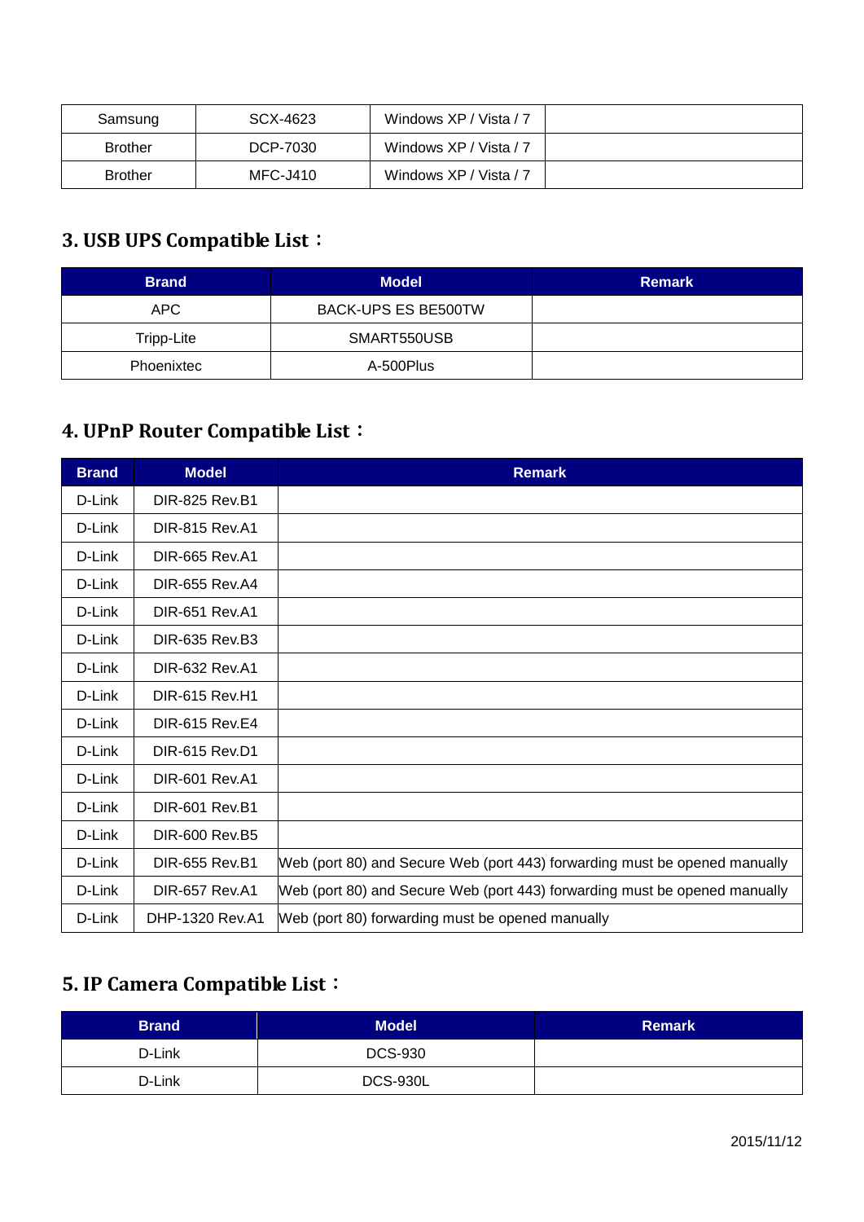| Samsung | SCX-4623 | Windows XP / Vista / 7 | |
|---|---|---|---|
| Brother | DCP-7030 | Windows XP / Vista / 7 | |
| Brother | MFC-J410 | Windows XP / Vista / 7 | |

## 3. USB UPS Compatible List：

| Brand | Model | Remark |
|---|---|---|
| APC | BACK-UPS ES BE500TW | |
| Tripp-Lite | SMART550USB | |
| Phoenixtec | A-500Plus | |

## 4. UPnP Router Compatible List：

| Brand | Model | Remark |
|---|---|---|
| D-Link | DIR-825 Rev.B1 | |
| D-Link | DIR-815 Rev.A1 | |
| D-Link | DIR-665 Rev.A1 | |
| D-Link | DIR-655 Rev.A4 | |
| D-Link | DIR-651 Rev.A1 | |
| D-Link | DIR-635 Rev.B3 | |
| D-Link | DIR-632 Rev.A1 | |
| D-Link | DIR-615 Rev.H1 | |
| D-Link | DIR-615 Rev.E4 | |
| D-Link | DIR-615 Rev.D1 | |
| D-Link | DIR-601 Rev.A1 | |
| D-Link | DIR-601 Rev.B1 | |
| D-Link | DIR-600 Rev.B5 | |
| D-Link | DIR-655 Rev.B1 | Web (port 80) and Secure Web (port 443) forwarding must be opened manually |
| D-Link | DIR-657 Rev.A1 | Web (port 80) and Secure Web (port 443) forwarding must be opened manually |
| D-Link | DHP-1320 Rev.A1 | Web (port 80) forwarding must be opened manually |

## 5. IP Camera Compatible List：

| Brand | Model | Remark |
|---|---|---|
| D-Link | DCS-930 | |
| D-Link | DCS-930L | |

2015/11/12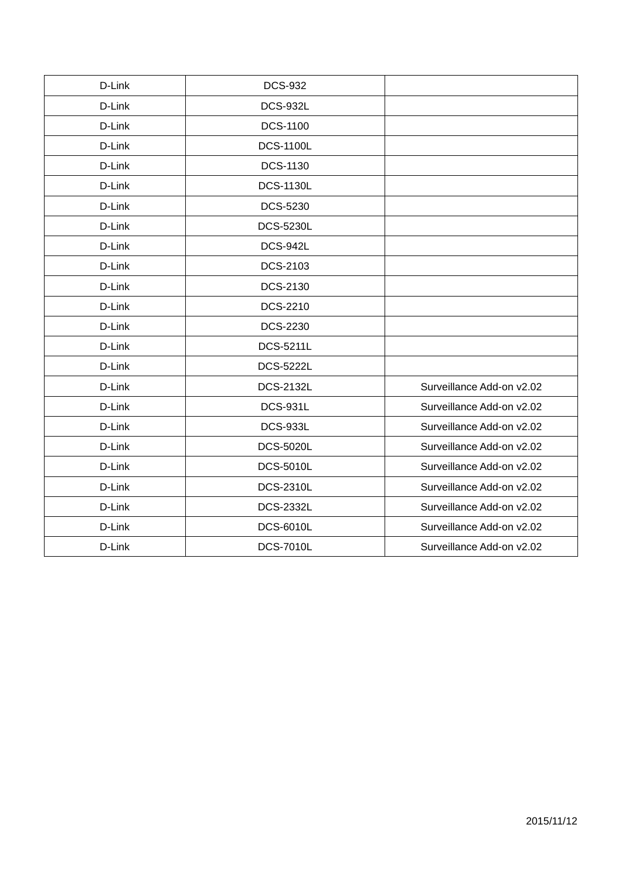| | | |
|---|---|---|
| D-Link | DCS-932 | |
| D-Link | DCS-932L | |
| D-Link | DCS-1100 | |
| D-Link | DCS-1100L | |
| D-Link | DCS-1130 | |
| D-Link | DCS-1130L | |
| D-Link | DCS-5230 | |
| D-Link | DCS-5230L | |
| D-Link | DCS-942L | |
| D-Link | DCS-2103 | |
| D-Link | DCS-2130 | |
| D-Link | DCS-2210 | |
| D-Link | DCS-2230 | |
| D-Link | DCS-5211L | |
| D-Link | DCS-5222L | |
| D-Link | DCS-2132L | Surveillance Add-on v2.02 |
| D-Link | DCS-931L | Surveillance Add-on v2.02 |
| D-Link | DCS-933L | Surveillance Add-on v2.02 |
| D-Link | DCS-5020L | Surveillance Add-on v2.02 |
| D-Link | DCS-5010L | Surveillance Add-on v2.02 |
| D-Link | DCS-2310L | Surveillance Add-on v2.02 |
| D-Link | DCS-2332L | Surveillance Add-on v2.02 |
| D-Link | DCS-6010L | Surveillance Add-on v2.02 |
| D-Link | DCS-7010L | Surveillance Add-on v2.02 |

2015/11/12